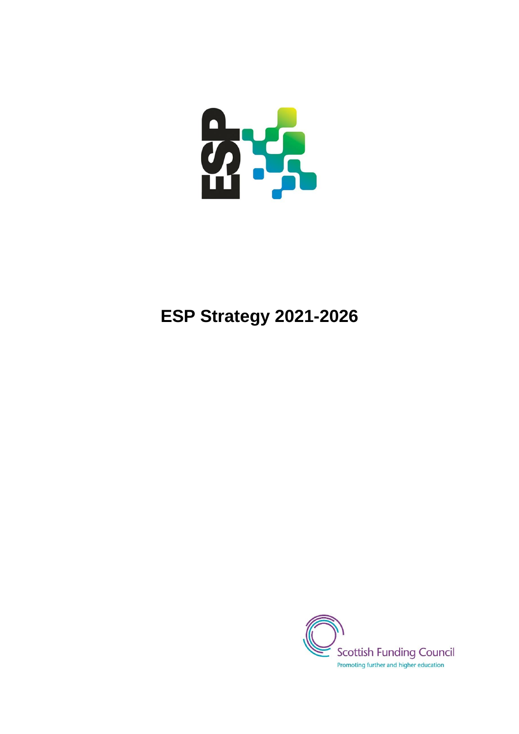# ESP Strategy 2021-2026

Scottish Funding Council

Promoting further and higher education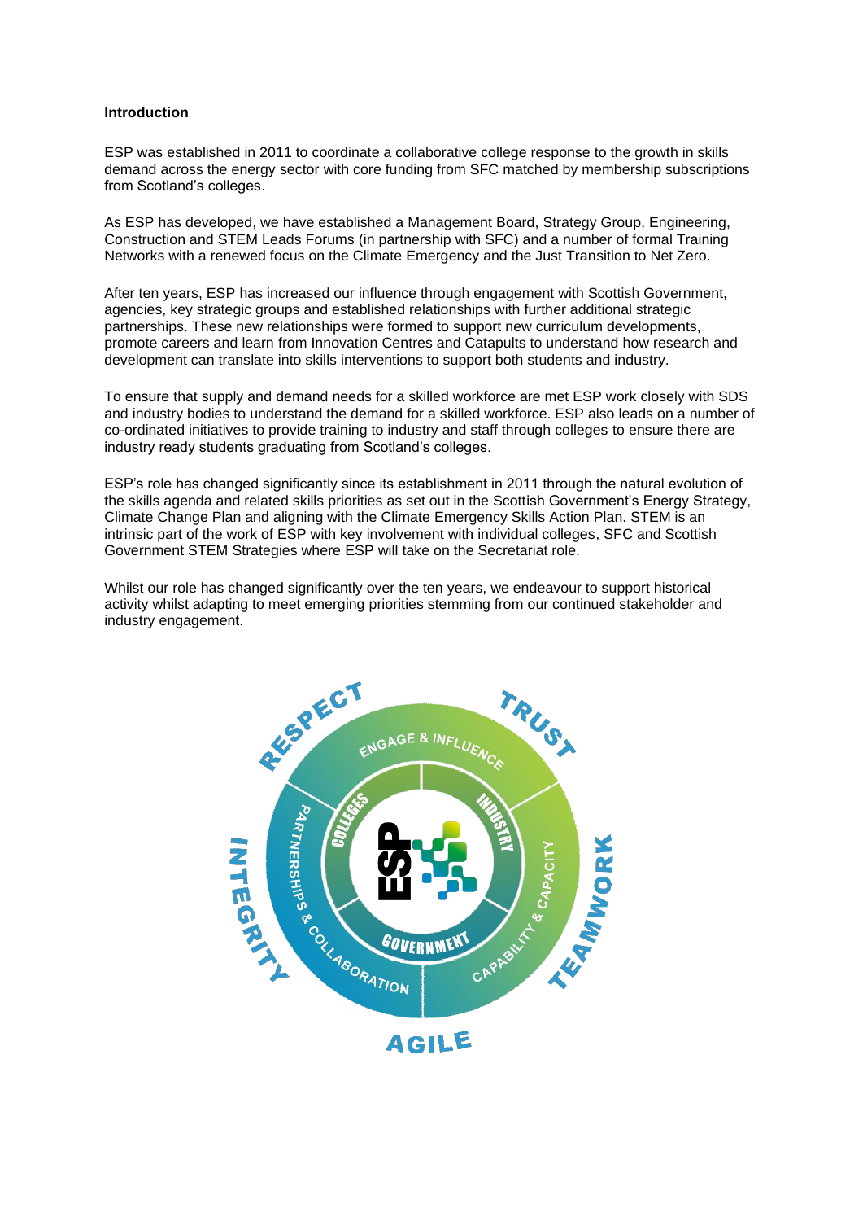**Introduction**

ESP was established in 2011 to coordinate a collaborative college response to the growth in skills demand across the energy sector with core funding from SFC matched by membership subscriptions from Scotland's colleges.

As ESP has developed, we have established a Management Board, Strategy Group, Engineering, Construction and STEM Leads Forums (in partnership with SFC) and a number of formal Training Networks with a renewed focus on the Climate Emergency and the Just Transition to Net Zero.

After ten years, ESP has increased our influence through engagement with Scottish Government, agencies, key strategic groups and established relationships with further additional strategic partnerships. These new relationships were formed to support new curriculum developments, promote careers and learn from Innovation Centres and Catapults to understand how research and development can translate into skills interventions to support both students and industry.

To ensure that supply and demand needs for a skilled workforce are met ESP work closely with SDS and industry bodies to understand the demand for a skilled workforce. ESP also leads on a number of co-ordinated initiatives to provide training to industry and staff through colleges to ensure there are industry ready students graduating from Scotland's colleges.

ESP's role has changed significantly since its establishment in 2011 through the natural evolution of the skills agenda and related skills priorities as set out in the Scottish Government's Energy Strategy, Climate Change Plan and aligning with the Climate Emergency Skills Action Plan. STEM is an intrinsic part of the work of ESP with key involvement with individual colleges, SFC and Scottish Government STEM Strategies where ESP will take on the Secretariat role.

Whilst our role has changed significantly over the ten years, we endeavour to support historical activity whilst adapting to meet emerging priorities stemming from our continued stakeholder and industry engagement.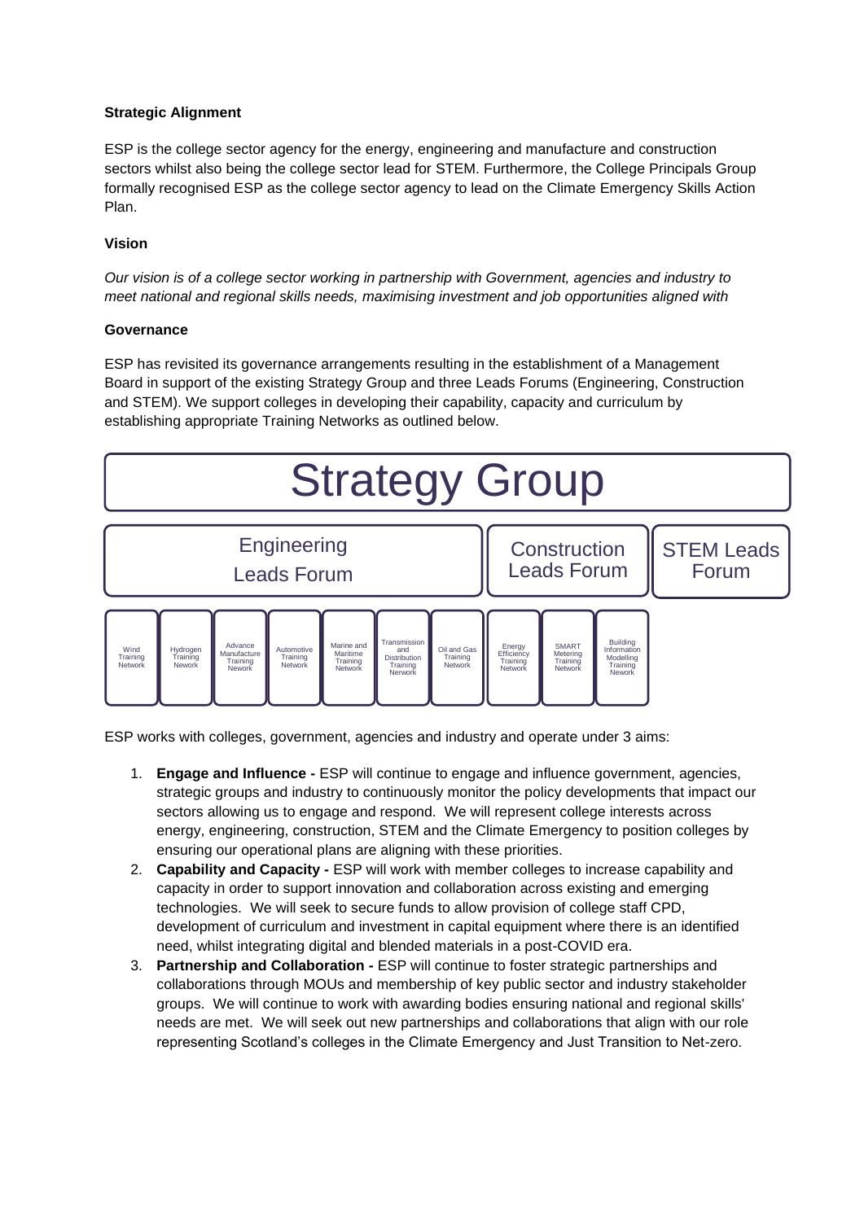**Strategic Alignment**

ESP is the college sector agency for the energy, engineering and manufacture and construction sectors whilst also being the college sector lead for STEM. Furthermore, the College Principals Group formally recognised ESP as the college sector agency to lead on the Climate Emergency Skills Action Plan.

**Vision**

*Our vision is of a college sector working in partnership with Government, agencies and industry to meet national and regional skills needs, maximising investment and job opportunities aligned with*

**Governance**

ESP has revisited its governance arrangements resulting in the establishment of a Management Board in support of the existing Strategy Group and three Leads Forums (Engineering, Construction and STEM). We support colleges in developing their capability, capacity and curriculum by establishing appropriate Training Networks as outlined below.

Strategy Group

- Engineering Leads Forum
  - Wind Training Network
  - Hydrogen Training Nework
  - Advance Manufacture Training Nework
  - Automotive Training Network
  - Marine and Maritime Training Network
  - Transmission and Distribution Training Nerwork
  - Oil and Gas Training Network
- Construction Leads Forum
  - Energy Efficiency Training Network
  - SMART Metering Training Network
  - Building Information Modelling Training Nework
- STEM Leads Forum

ESP works with colleges, government, agencies and industry and operate under 3 aims:

1. **Engage and Influence -** ESP will continue to engage and influence government, agencies, strategic groups and industry to continuously monitor the policy developments that impact our sectors allowing us to engage and respond. We will represent college interests across energy, engineering, construction, STEM and the Climate Emergency to position colleges by ensuring our operational plans are aligning with these priorities.
2. **Capability and Capacity -** ESP will work with member colleges to increase capability and capacity in order to support innovation and collaboration across existing and emerging technologies. We will seek to secure funds to allow provision of college staff CPD, development of curriculum and investment in capital equipment where there is an identified need, whilst integrating digital and blended materials in a post-COVID era.
3. **Partnership and Collaboration -** ESP will continue to foster strategic partnerships and collaborations through MOUs and membership of key public sector and industry stakeholder groups. We will continue to work with awarding bodies ensuring national and regional skills' needs are met. We will seek out new partnerships and collaborations that align with our role representing Scotland's colleges in the Climate Emergency and Just Transition to Net-zero.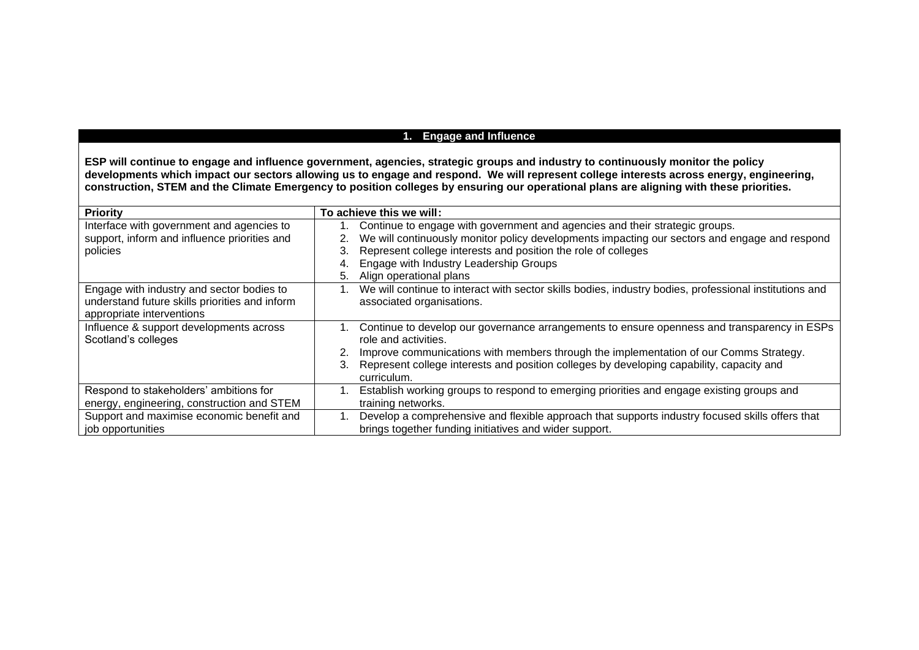## 1. Engage and Influence

**ESP will continue to engage and influence government, agencies, strategic groups and industry to continuously monitor the policy developments which impact our sectors allowing us to engage and respond. We will represent college interests across energy, engineering, construction, STEM and the Climate Emergency to position colleges by ensuring our operational plans are aligning with these priorities.**

| **Priority** | **To achieve this we will:** |
|---|---|
| Interface with government and agencies to support, inform and influence priorities and policies | 1. Continue to engage with government and agencies and their strategic groups.<br>2. We will continuously monitor policy developments impacting our sectors and engage and respond<br>3. Represent college interests and position the role of colleges<br>4. Engage with Industry Leadership Groups<br>5. Align operational plans |
| Engage with industry and sector bodies to understand future skills priorities and inform appropriate interventions | 1. We will continue to interact with sector skills bodies, industry bodies, professional institutions and associated organisations. |
| Influence & support developments across Scotland's colleges | 1. Continue to develop our governance arrangements to ensure openness and transparency in ESPs role and activities.<br>2. Improve communications with members through the implementation of our Comms Strategy.<br>3. Represent college interests and position colleges by developing capability, capacity and curriculum. |
| Respond to stakeholders' ambitions for energy, engineering, construction and STEM | 1. Establish working groups to respond to emerging priorities and engage existing groups and training networks. |
| Support and maximise economic benefit and job opportunities | 1. Develop a comprehensive and flexible approach that supports industry focused skills offers that brings together funding initiatives and wider support. |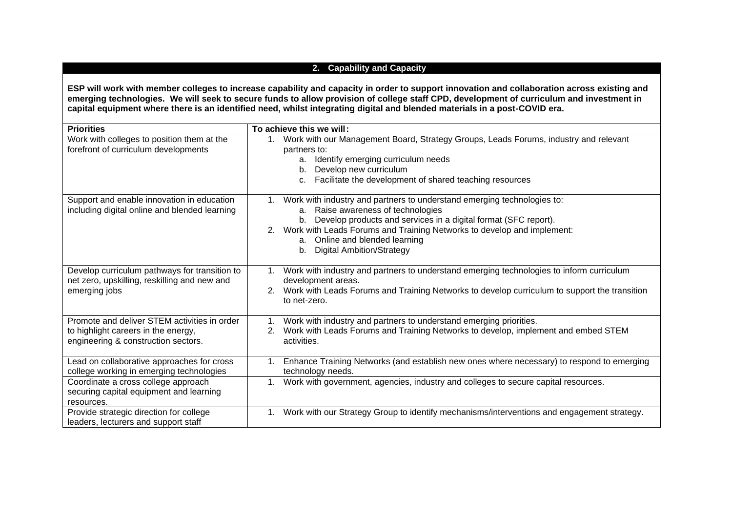## 2. Capability and Capacity

**ESP will work with member colleges to increase capability and capacity in order to support innovation and collaboration across existing and emerging technologies. We will seek to secure funds to allow provision of college staff CPD, development of curriculum and investment in capital equipment where there is an identified need, whilst integrating digital and blended materials in a post-COVID era.**

| Priorities | To achieve this we will: |
|---|---|
| Work with colleges to position them at the forefront of curriculum developments | 1. Work with our Management Board, Strategy Groups, Leads Forums, industry and relevant partners to:<br>a. Identify emerging curriculum needs<br>b. Develop new curriculum<br>c. Facilitate the development of shared teaching resources |
| Support and enable innovation in education including digital online and blended learning | 1. Work with industry and partners to understand emerging technologies to:<br>a. Raise awareness of technologies<br>b. Develop products and services in a digital format (SFC report).<br>2. Work with Leads Forums and Training Networks to develop and implement:<br>a. Online and blended learning<br>b. Digital Ambition/Strategy |
| Develop curriculum pathways for transition to net zero, upskilling, reskilling and new and emerging jobs | 1. Work with industry and partners to understand emerging technologies to inform curriculum development areas.<br>2. Work with Leads Forums and Training Networks to develop curriculum to support the transition to net-zero. |
| Promote and deliver STEM activities in order to highlight careers in the energy, engineering & construction sectors. | 1. Work with industry and partners to understand emerging priorities.<br>2. Work with Leads Forums and Training Networks to develop, implement and embed STEM activities. |
| Lead on collaborative approaches for cross college working in emerging technologies | 1. Enhance Training Networks (and establish new ones where necessary) to respond to emerging technology needs. |
| Coordinate a cross college approach securing capital equipment and learning resources. | 1. Work with government, agencies, industry and colleges to secure capital resources. |
| Provide strategic direction for college leaders, lecturers and support staff | 1. Work with our Strategy Group to identify mechanisms/interventions and engagement strategy. |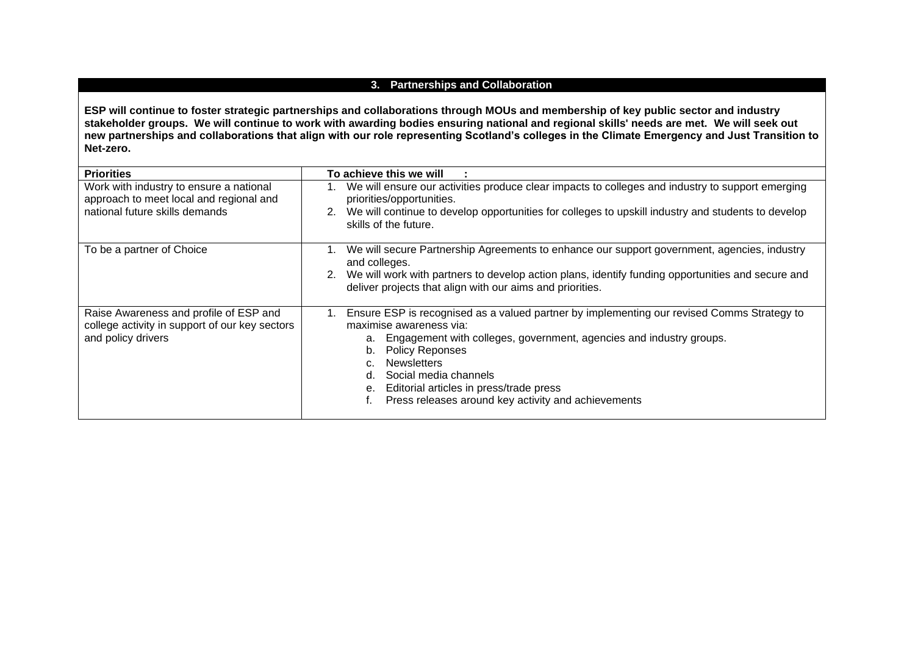## 3. Partnerships and Collaboration

**ESP will continue to foster strategic partnerships and collaborations through MOUs and membership of key public sector and industry stakeholder groups. We will continue to work with awarding bodies ensuring national and regional skills' needs are met. We will seek out new partnerships and collaborations that align with our role representing Scotland's colleges in the Climate Emergency and Just Transition to Net-zero.**

| **Priorities** | **To achieve this we will :** |
|---|---|
| Work with industry to ensure a national approach to meet local and regional and national future skills demands | 1. We will ensure our activities produce clear impacts to colleges and industry to support emerging priorities/opportunities.<br>2. We will continue to develop opportunities for colleges to upskill industry and students to develop skills of the future. |
| To be a partner of Choice | 1. We will secure Partnership Agreements to enhance our support government, agencies, industry and colleges.<br>2. We will work with partners to develop action plans, identify funding opportunities and secure and deliver projects that align with our aims and priorities. |
| Raise Awareness and profile of ESP and college activity in support of our key sectors and policy drivers | 1. Ensure ESP is recognised as a valued partner by implementing our revised Comms Strategy to maximise awareness via:<br>a. Engagement with colleges, government, agencies and industry groups.<br>b. Policy Reponses<br>c. Newsletters<br>d. Social media channels<br>e. Editorial articles in press/trade press<br>f. Press releases around key activity and achievements |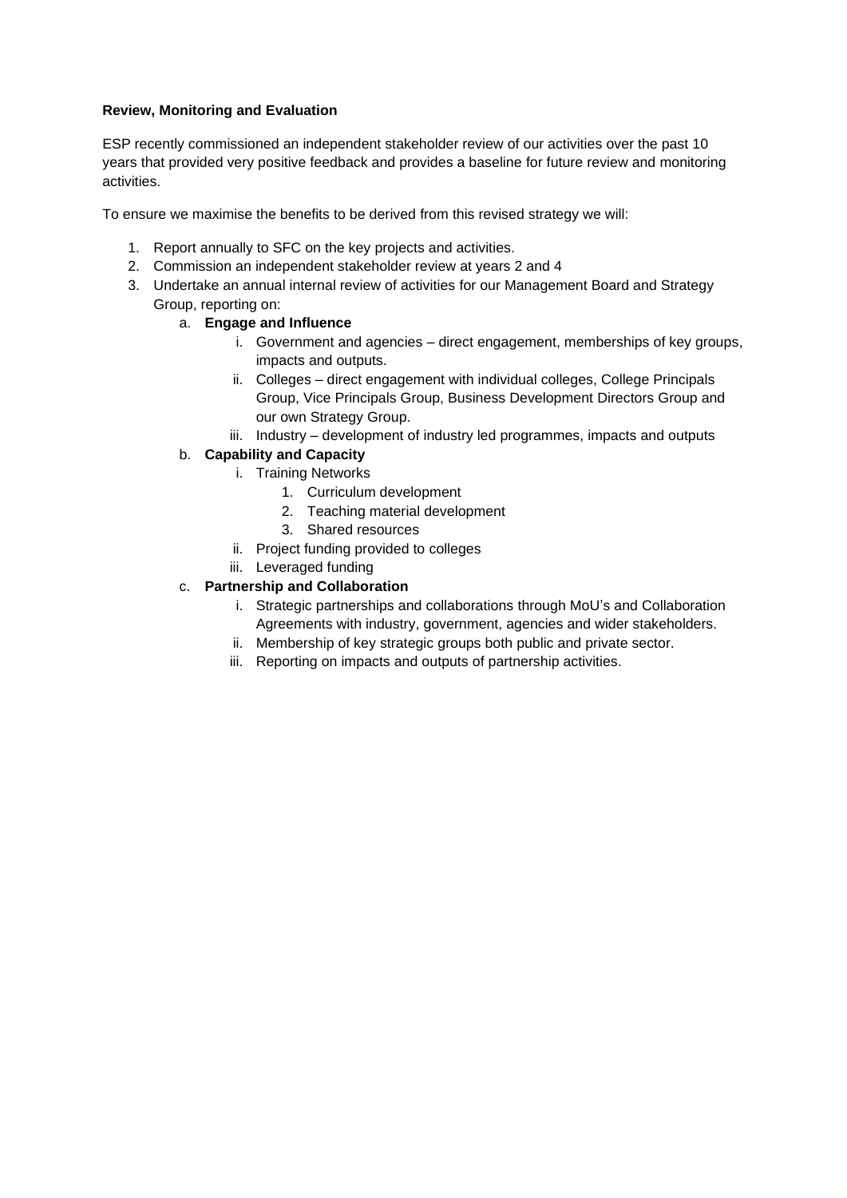**Review, Monitoring and Evaluation**

ESP recently commissioned an independent stakeholder review of our activities over the past 10 years that provided very positive feedback and provides a baseline for future review and monitoring activities.

To ensure we maximise the benefits to be derived from this revised strategy we will:

1. Report annually to SFC on the key projects and activities.
2. Commission an independent stakeholder review at years 2 and 4
3. Undertake an annual internal review of activities for our Management Board and Strategy Group, reporting on:
   a. **Engage and Influence**
      i. Government and agencies – direct engagement, memberships of key groups, impacts and outputs.
      ii. Colleges – direct engagement with individual colleges, College Principals Group, Vice Principals Group, Business Development Directors Group and our own Strategy Group.
      iii. Industry – development of industry led programmes, impacts and outputs
   b. **Capability and Capacity**
      i. Training Networks
         1. Curriculum development
         2. Teaching material development
         3. Shared resources
      ii. Project funding provided to colleges
      iii. Leveraged funding
   c. **Partnership and Collaboration**
      i. Strategic partnerships and collaborations through MoU's and Collaboration Agreements with industry, government, agencies and wider stakeholders.
      ii. Membership of key strategic groups both public and private sector.
      iii. Reporting on impacts and outputs of partnership activities.